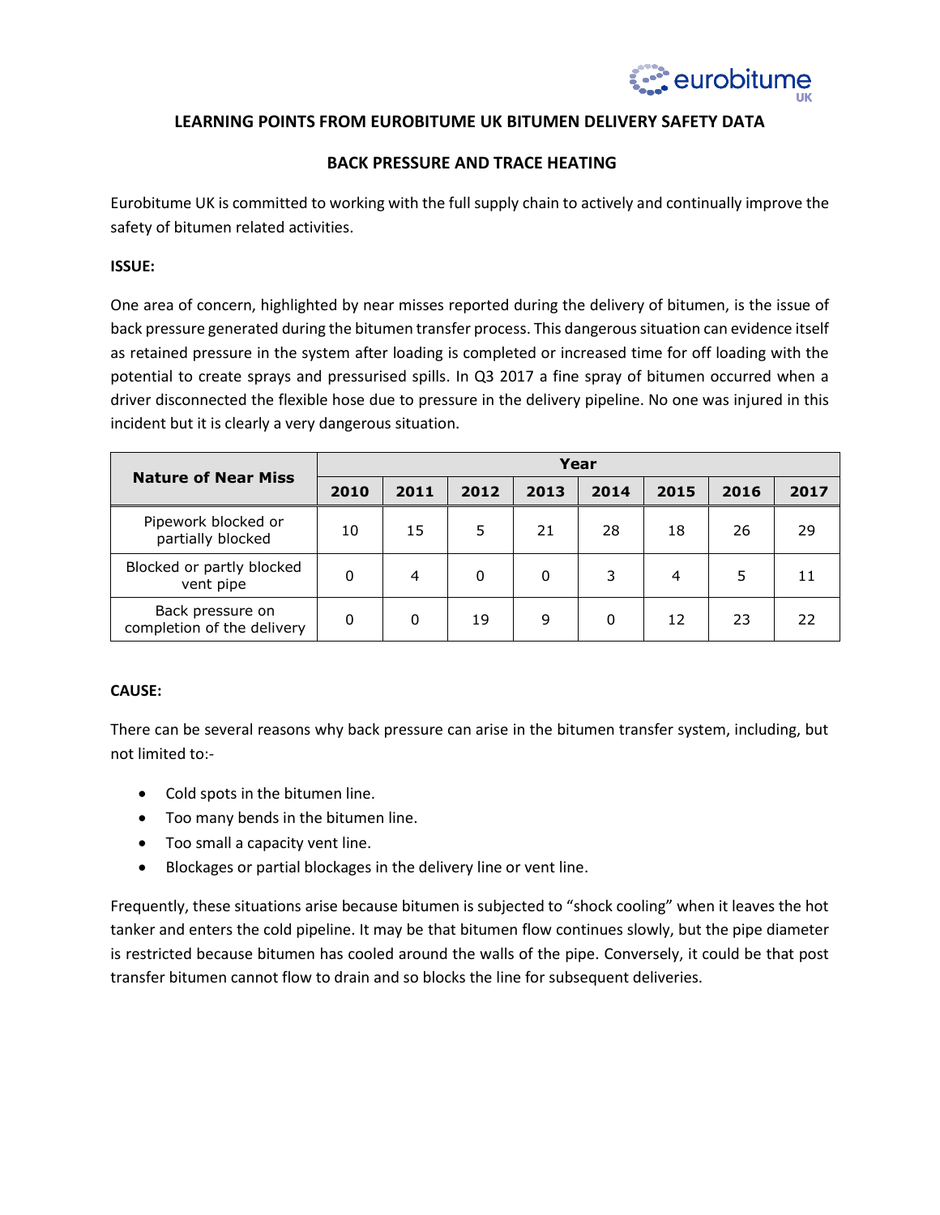## LEARNING POINTS FROM EUROBITUME UK BITUMEN DELIVERY SAFETY DATA

### BACK PRESSURE AND TRACE HEATING

Eurobitume UK is committed to working with the full supply chain to actively and continually improve the safety of bitumen related activities.

**ISSUE:**

One area of concern, highlighted by near misses reported during the delivery of bitumen, is the issue of back pressure generated during the bitumen transfer process. This dangerous situation can evidence itself as retained pressure in the system after loading is completed or increased time for off loading with the potential to create sprays and pressurised spills. In Q3 2017 a fine spray of bitumen occurred when a driver disconnected the flexible hose due to pressure in the delivery pipeline. No one was injured in this incident but it is clearly a very dangerous situation.

| Nature of Near Miss | Year | | | | | | | |
|---|---|---|---|---|---|---|---|---|
| | 2010 | 2011 | 2012 | 2013 | 2014 | 2015 | 2016 | 2017 |
| Pipework blocked or partially blocked | 10 | 15 | 5 | 21 | 28 | 18 | 26 | 29 |
| Blocked or partly blocked vent pipe | 0 | 4 | 0 | 0 | 3 | 4 | 5 | 11 |
| Back pressure on completion of the delivery | 0 | 0 | 19 | 9 | 0 | 12 | 23 | 22 |

**CAUSE:**

There can be several reasons why back pressure can arise in the bitumen transfer system, including, but not limited to:-

- Cold spots in the bitumen line.
- Too many bends in the bitumen line.
- Too small a capacity vent line.
- Blockages or partial blockages in the delivery line or vent line.

Frequently, these situations arise because bitumen is subjected to "shock cooling" when it leaves the hot tanker and enters the cold pipeline. It may be that bitumen flow continues slowly, but the pipe diameter is restricted because bitumen has cooled around the walls of the pipe. Conversely, it could be that post transfer bitumen cannot flow to drain and so blocks the line for subsequent deliveries.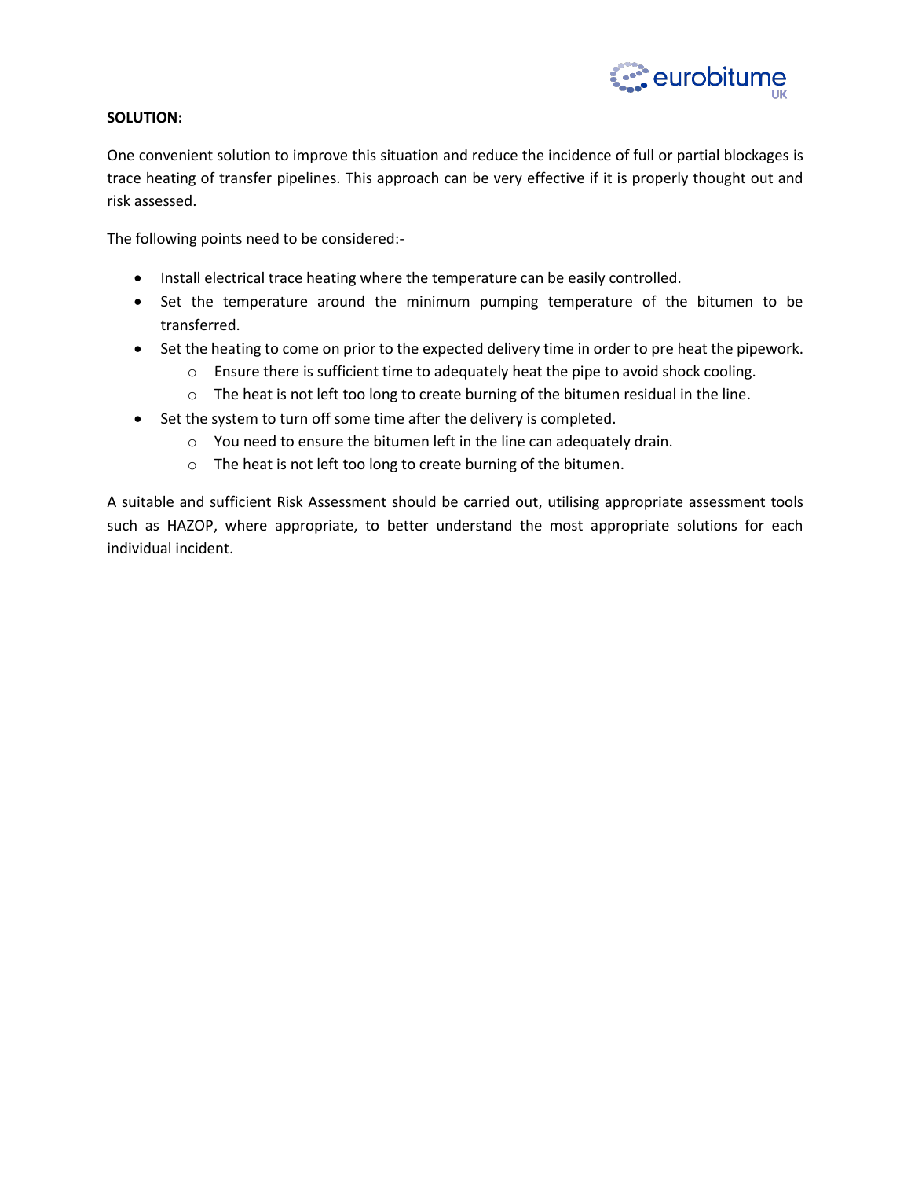**SOLUTION:**

One convenient solution to improve this situation and reduce the incidence of full or partial blockages is trace heating of transfer pipelines. This approach can be very effective if it is properly thought out and risk assessed.

The following points need to be considered:-

- Install electrical trace heating where the temperature can be easily controlled.
- Set the temperature around the minimum pumping temperature of the bitumen to be transferred.
- Set the heating to come on prior to the expected delivery time in order to pre heat the pipework.
  - Ensure there is sufficient time to adequately heat the pipe to avoid shock cooling.
  - The heat is not left too long to create burning of the bitumen residual in the line.
- Set the system to turn off some time after the delivery is completed.
  - You need to ensure the bitumen left in the line can adequately drain.
  - The heat is not left too long to create burning of the bitumen.

A suitable and sufficient Risk Assessment should be carried out, utilising appropriate assessment tools such as HAZOP, where appropriate, to better understand the most appropriate solutions for each individual incident.